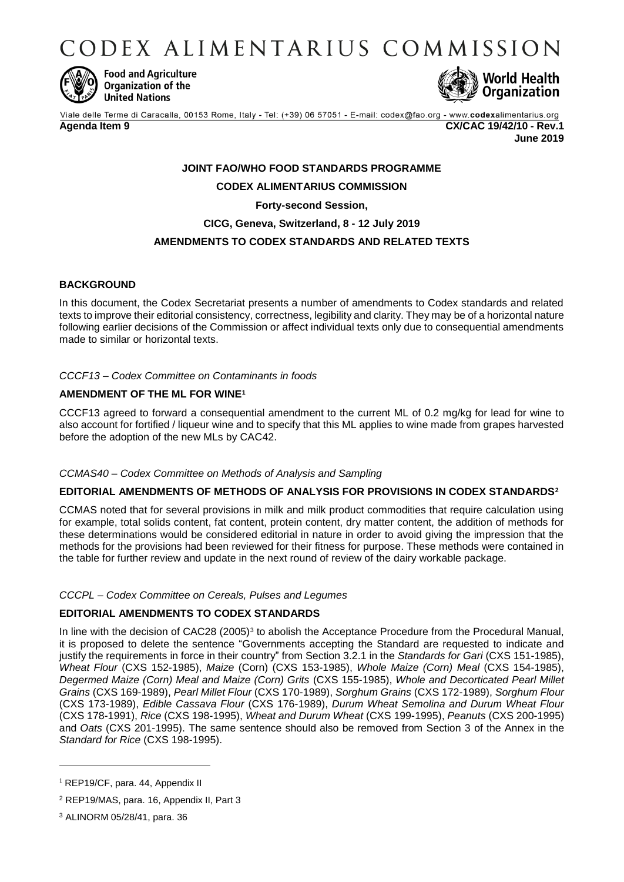# CODEX ALIMENTARIUS COMMISSION

Food and Agriculture Organization of the United Nations

World Health Organization

Viale delle Terme di Caracalla, 00153 Rome, Italy - Tel: (+39) 06 57051 - E-mail: codex@fao.org - www.codexalimentarius.org

**Agenda Item 9** **CX/CAC 19/42/10 - Rev.1**
**June 2019**

**JOINT FAO/WHO FOOD STANDARDS PROGRAMME**

**CODEX ALIMENTARIUS COMMISSION**

**Forty-second Session,**

**CICG, Geneva, Switzerland, 8 - 12 July 2019**

**AMENDMENTS TO CODEX STANDARDS AND RELATED TEXTS**

## BACKGROUND

In this document, the Codex Secretariat presents a number of amendments to Codex standards and related texts to improve their editorial consistency, correctness, legibility and clarity. They may be of a horizontal nature following earlier decisions of the Commission or affect individual texts only due to consequential amendments made to similar or horizontal texts.

*CCCF13 – Codex Committee on Contaminants in foods*

### AMENDMENT OF THE ML FOR WINE[1]

CCCF13 agreed to forward a consequential amendment to the current ML of 0.2 mg/kg for lead for wine to also account for fortified / liqueur wine and to specify that this ML applies to wine made from grapes harvested before the adoption of the new MLs by CAC42.

*CCMAS40 – Codex Committee on Methods of Analysis and Sampling*

### EDITORIAL AMENDMENTS OF METHODS OF ANALYSIS FOR PROVISIONS IN CODEX STANDARDS[2]

CCMAS noted that for several provisions in milk and milk product commodities that require calculation using for example, total solids content, fat content, protein content, dry matter content, the addition of methods for these determinations would be considered editorial in nature in order to avoid giving the impression that the methods for the provisions had been reviewed for their fitness for purpose. These methods were contained in the table for further review and update in the next round of review of the dairy workable package.

*CCCPL – Codex Committee on Cereals, Pulses and Legumes*

### EDITORIAL AMENDMENTS TO CODEX STANDARDS

In line with the decision of CAC28 (2005)[3] to abolish the Acceptance Procedure from the Procedural Manual, it is proposed to delete the sentence "Governments accepting the Standard are requested to indicate and justify the requirements in force in their country" from Section 3.2.1 in the *Standards for Gari* (CXS 151-1985), *Wheat Flour* (CXS 152-1985), *Maize* (Corn) (CXS 153-1985), *Whole Maize (Corn) Meal* (CXS 154-1985), *Degermed Maize (Corn) Meal and Maize (Corn) Grits* (CXS 155-1985), *Whole and Decorticated Pearl Millet Grains* (CXS 169-1989), *Pearl Millet Flour* (CXS 170-1989), *Sorghum Grains* (CXS 172-1989), *Sorghum Flour* (CXS 173-1989), *Edible Cassava Flour* (CXS 176-1989), *Durum Wheat Semolina and Durum Wheat Flour* (CXS 178-1991), *Rice* (CXS 198-1995), *Wheat and Durum Wheat* (CXS 199-1995), *Peanuts* (CXS 200-1995) and *Oats* (CXS 201-1995). The same sentence should also be removed from Section 3 of the Annex in the *Standard for Rice* (CXS 198-1995).

---

[1] REP19/CF, para. 44, Appendix II

[2] REP19/MAS, para. 16, Appendix II, Part 3

[3] ALINORM 05/28/41, para. 36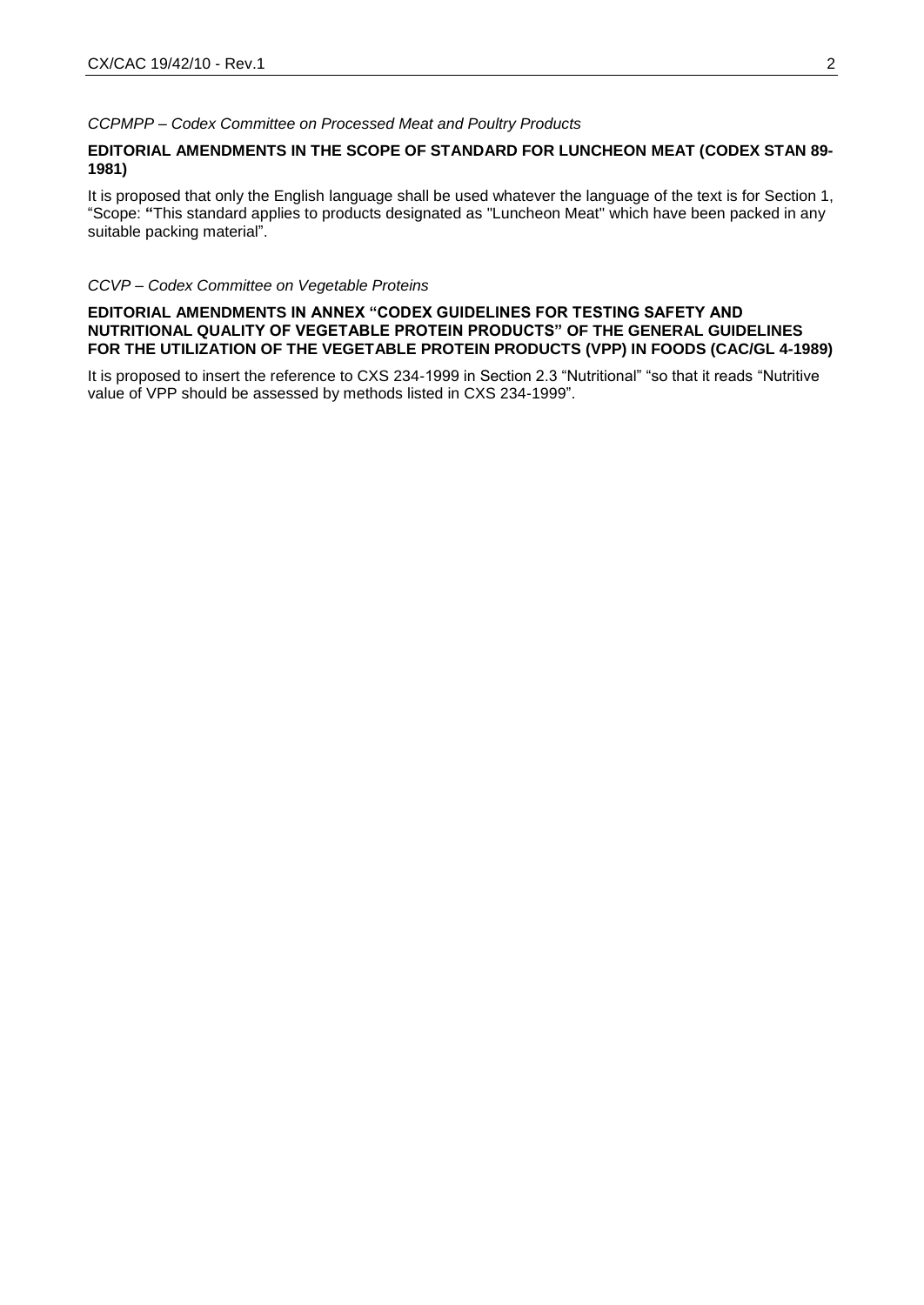*CCPMPP – Codex Committee on Processed Meat and Poultry Products*

**EDITORIAL AMENDMENTS IN THE SCOPE OF STANDARD FOR LUNCHEON MEAT (CODEX STAN 89-1981)**

It is proposed that only the English language shall be used whatever the language of the text is for Section 1, "Scope: **"**This standard applies to products designated as "Luncheon Meat" which have been packed in any suitable packing material".

*CCVP – Codex Committee on Vegetable Proteins*

**EDITORIAL AMENDMENTS IN ANNEX "CODEX GUIDELINES FOR TESTING SAFETY AND NUTRITIONAL QUALITY OF VEGETABLE PROTEIN PRODUCTS" OF THE GENERAL GUIDELINES FOR THE UTILIZATION OF THE VEGETABLE PROTEIN PRODUCTS (VPP) IN FOODS (CAC/GL 4-1989)**

It is proposed to insert the reference to CXS 234-1999 in Section 2.3 "Nutritional" "so that it reads "Nutritive value of VPP should be assessed by methods listed in CXS 234-1999".